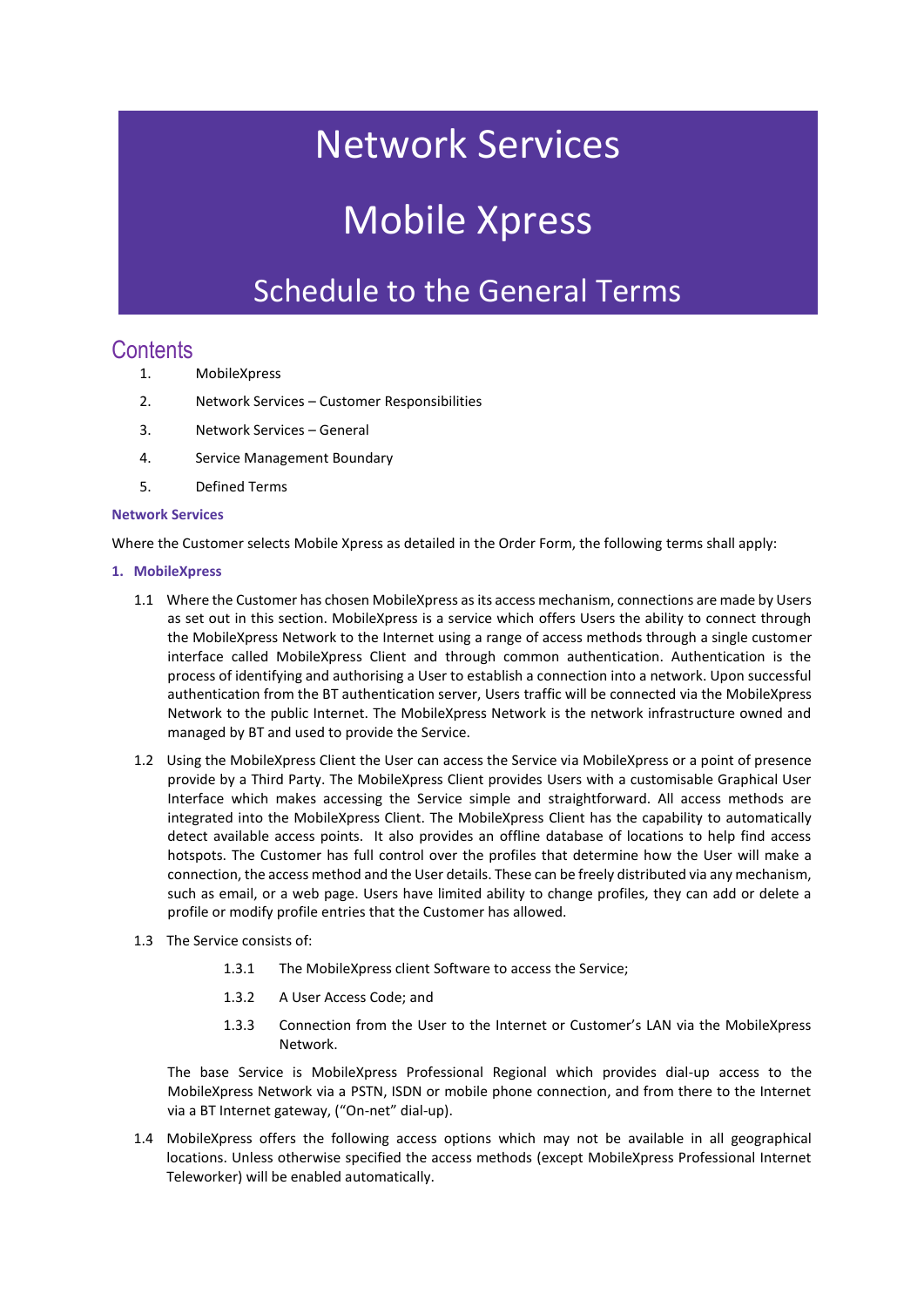# Network Services

# Mobile Xpress

## Schedule to the General Terms

## Contents

1. MobileXpress
2. Network Services – Customer Responsibilities
3. Network Services – General
4. Service Management Boundary
5. Defined Terms

**Network Services**

Where the Customer selects Mobile Xpress as detailed in the Order Form, the following terms shall apply:

### 1. MobileXpress

1.1 Where the Customer has chosen MobileXpress as its access mechanism, connections are made by Users as set out in this section. MobileXpress is a service which offers Users the ability to connect through the MobileXpress Network to the Internet using a range of access methods through a single customer interface called MobileXpress Client and through common authentication. Authentication is the process of identifying and authorising a User to establish a connection into a network. Upon successful authentication from the BT authentication server, Users traffic will be connected via the MobileXpress Network to the public Internet. The MobileXpress Network is the network infrastructure owned and managed by BT and used to provide the Service.

1.2 Using the MobileXpress Client the User can access the Service via MobileXpress or a point of presence provide by a Third Party. The MobileXpress Client provides Users with a customisable Graphical User Interface which makes accessing the Service simple and straightforward. All access methods are integrated into the MobileXpress Client. The MobileXpress Client has the capability to automatically detect available access points. It also provides an offline database of locations to help find access hotspots. The Customer has full control over the profiles that determine how the User will make a connection, the access method and the User details. These can be freely distributed via any mechanism, such as email, or a web page. Users have limited ability to change profiles, they can add or delete a profile or modify profile entries that the Customer has allowed.

1.3 The Service consists of:

1.3.1 The MobileXpress client Software to access the Service;

1.3.2 A User Access Code; and

1.3.3 Connection from the User to the Internet or Customer's LAN via the MobileXpress Network.

The base Service is MobileXpress Professional Regional which provides dial-up access to the MobileXpress Network via a PSTN, ISDN or mobile phone connection, and from there to the Internet via a BT Internet gateway, ("On-net" dial-up).

1.4 MobileXpress offers the following access options which may not be available in all geographical locations. Unless otherwise specified the access methods (except MobileXpress Professional Internet Teleworker) will be enabled automatically.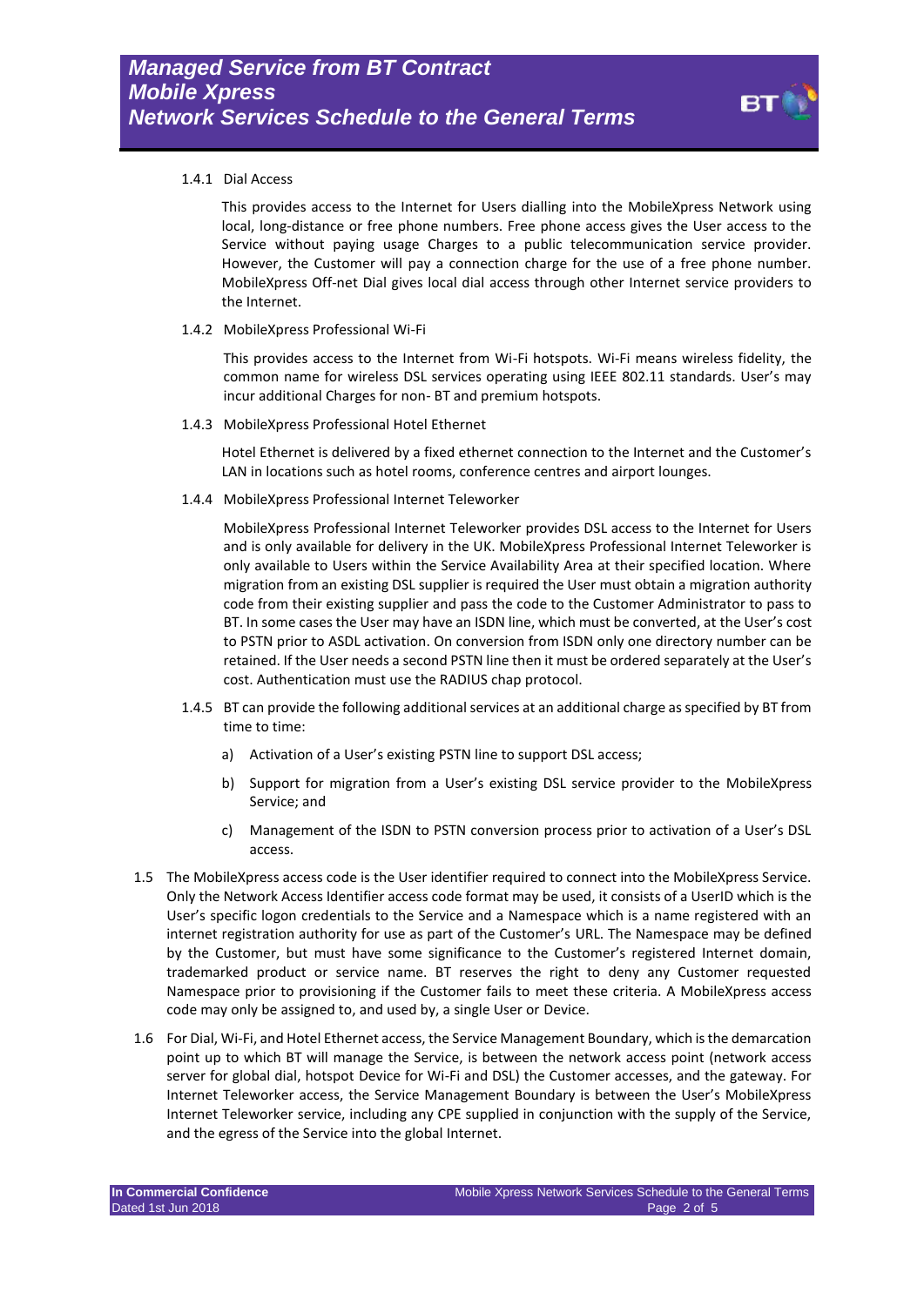1.4.1 Dial Access

This provides access to the Internet for Users dialling into the MobileXpress Network using local, long-distance or free phone numbers. Free phone access gives the User access to the Service without paying usage Charges to a public telecommunication service provider. However, the Customer will pay a connection charge for the use of a free phone number. MobileXpress Off-net Dial gives local dial access through other Internet service providers to the Internet.

1.4.2 MobileXpress Professional Wi-Fi

This provides access to the Internet from Wi-Fi hotspots. Wi-Fi means wireless fidelity, the common name for wireless DSL services operating using IEEE 802.11 standards. User's may incur additional Charges for non- BT and premium hotspots.

1.4.3 MobileXpress Professional Hotel Ethernet

Hotel Ethernet is delivered by a fixed ethernet connection to the Internet and the Customer's LAN in locations such as hotel rooms, conference centres and airport lounges.

1.4.4 MobileXpress Professional Internet Teleworker

MobileXpress Professional Internet Teleworker provides DSL access to the Internet for Users and is only available for delivery in the UK. MobileXpress Professional Internet Teleworker is only available to Users within the Service Availability Area at their specified location. Where migration from an existing DSL supplier is required the User must obtain a migration authority code from their existing supplier and pass the code to the Customer Administrator to pass to BT. In some cases the User may have an ISDN line, which must be converted, at the User's cost to PSTN prior to ASDL activation. On conversion from ISDN only one directory number can be retained. If the User needs a second PSTN line then it must be ordered separately at the User's cost. Authentication must use the RADIUS chap protocol.

1.4.5 BT can provide the following additional services at an additional charge as specified by BT from time to time:

a) Activation of a User's existing PSTN line to support DSL access;

b) Support for migration from a User's existing DSL service provider to the MobileXpress Service; and

c) Management of the ISDN to PSTN conversion process prior to activation of a User's DSL access.

1.5 The MobileXpress access code is the User identifier required to connect into the MobileXpress Service. Only the Network Access Identifier access code format may be used, it consists of a UserID which is the User's specific logon credentials to the Service and a Namespace which is a name registered with an internet registration authority for use as part of the Customer's URL. The Namespace may be defined by the Customer, but must have some significance to the Customer's registered Internet domain, trademarked product or service name. BT reserves the right to deny any Customer requested Namespace prior to provisioning if the Customer fails to meet these criteria. A MobileXpress access code may only be assigned to, and used by, a single User or Device.

1.6 For Dial, Wi-Fi, and Hotel Ethernet access, the Service Management Boundary, which is the demarcation point up to which BT will manage the Service, is between the network access point (network access server for global dial, hotspot Device for Wi-Fi and DSL) the Customer accesses, and the gateway. For Internet Teleworker access, the Service Management Boundary is between the User's MobileXpress Internet Teleworker service, including any CPE supplied in conjunction with the supply of the Service, and the egress of the Service into the global Internet.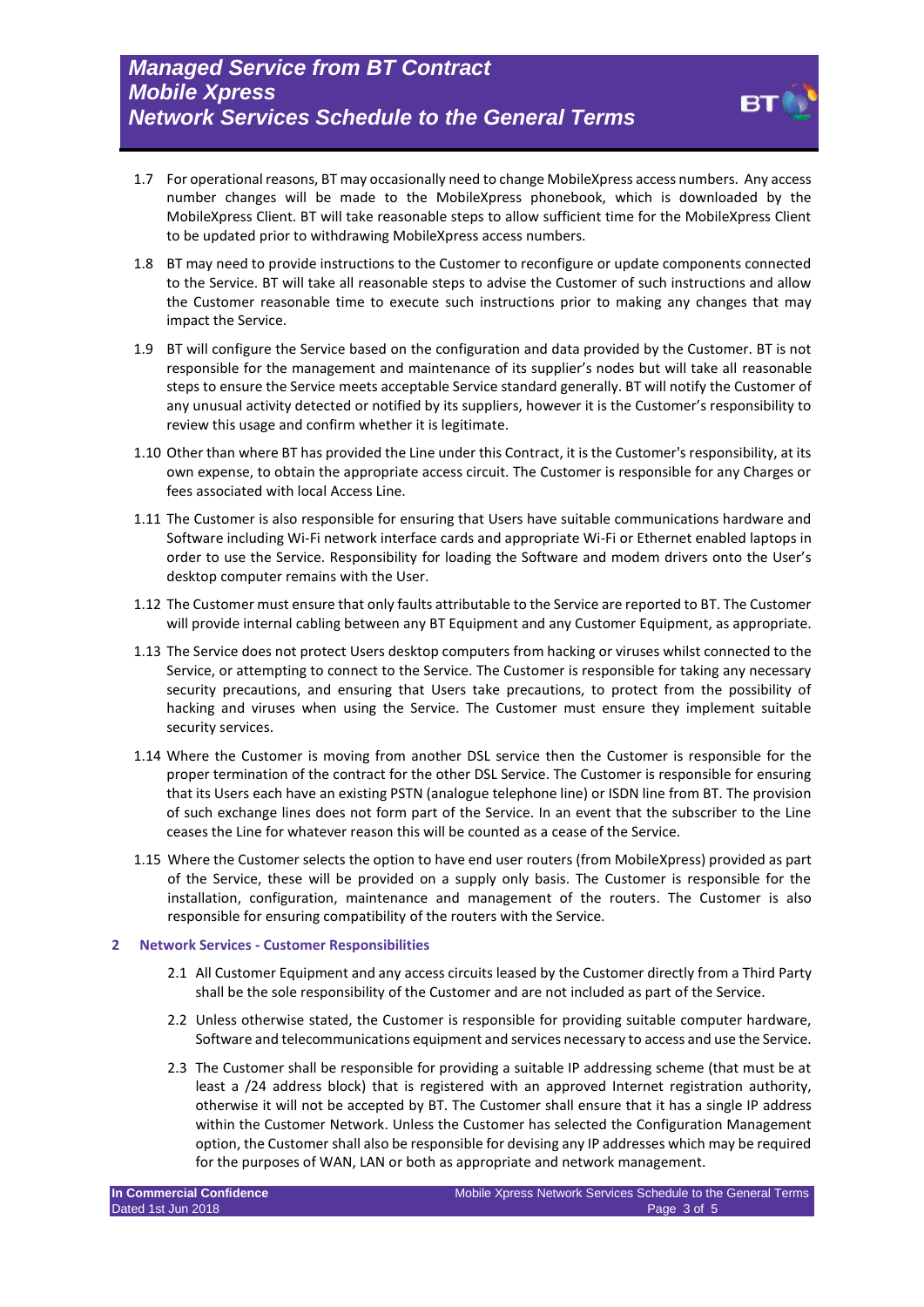1.7 For operational reasons, BT may occasionally need to change MobileXpress access numbers. Any access number changes will be made to the MobileXpress phonebook, which is downloaded by the MobileXpress Client. BT will take reasonable steps to allow sufficient time for the MobileXpress Client to be updated prior to withdrawing MobileXpress access numbers.

1.8 BT may need to provide instructions to the Customer to reconfigure or update components connected to the Service. BT will take all reasonable steps to advise the Customer of such instructions and allow the Customer reasonable time to execute such instructions prior to making any changes that may impact the Service.

1.9 BT will configure the Service based on the configuration and data provided by the Customer. BT is not responsible for the management and maintenance of its supplier's nodes but will take all reasonable steps to ensure the Service meets acceptable Service standard generally. BT will notify the Customer of any unusual activity detected or notified by its suppliers, however it is the Customer's responsibility to review this usage and confirm whether it is legitimate.

1.10 Other than where BT has provided the Line under this Contract, it is the Customer's responsibility, at its own expense, to obtain the appropriate access circuit. The Customer is responsible for any Charges or fees associated with local Access Line.

1.11 The Customer is also responsible for ensuring that Users have suitable communications hardware and Software including Wi-Fi network interface cards and appropriate Wi-Fi or Ethernet enabled laptops in order to use the Service. Responsibility for loading the Software and modem drivers onto the User's desktop computer remains with the User.

1.12 The Customer must ensure that only faults attributable to the Service are reported to BT. The Customer will provide internal cabling between any BT Equipment and any Customer Equipment, as appropriate.

1.13 The Service does not protect Users desktop computers from hacking or viruses whilst connected to the Service, or attempting to connect to the Service. The Customer is responsible for taking any necessary security precautions, and ensuring that Users take precautions, to protect from the possibility of hacking and viruses when using the Service. The Customer must ensure they implement suitable security services.

1.14 Where the Customer is moving from another DSL service then the Customer is responsible for the proper termination of the contract for the other DSL Service. The Customer is responsible for ensuring that its Users each have an existing PSTN (analogue telephone line) or ISDN line from BT. The provision of such exchange lines does not form part of the Service. In an event that the subscriber to the Line ceases the Line for whatever reason this will be counted as a cease of the Service.

1.15 Where the Customer selects the option to have end user routers (from MobileXpress) provided as part of the Service, these will be provided on a supply only basis. The Customer is responsible for the installation, configuration, maintenance and management of the routers. The Customer is also responsible for ensuring compatibility of the routers with the Service.

## 2 Network Services - Customer Responsibilities

2.1 All Customer Equipment and any access circuits leased by the Customer directly from a Third Party shall be the sole responsibility of the Customer and are not included as part of the Service.

2.2 Unless otherwise stated, the Customer is responsible for providing suitable computer hardware, Software and telecommunications equipment and services necessary to access and use the Service.

2.3 The Customer shall be responsible for providing a suitable IP addressing scheme (that must be at least a /24 address block) that is registered with an approved Internet registration authority, otherwise it will not be accepted by BT. The Customer shall ensure that it has a single IP address within the Customer Network. Unless the Customer has selected the Configuration Management option, the Customer shall also be responsible for devising any IP addresses which may be required for the purposes of WAN, LAN or both as appropriate and network management.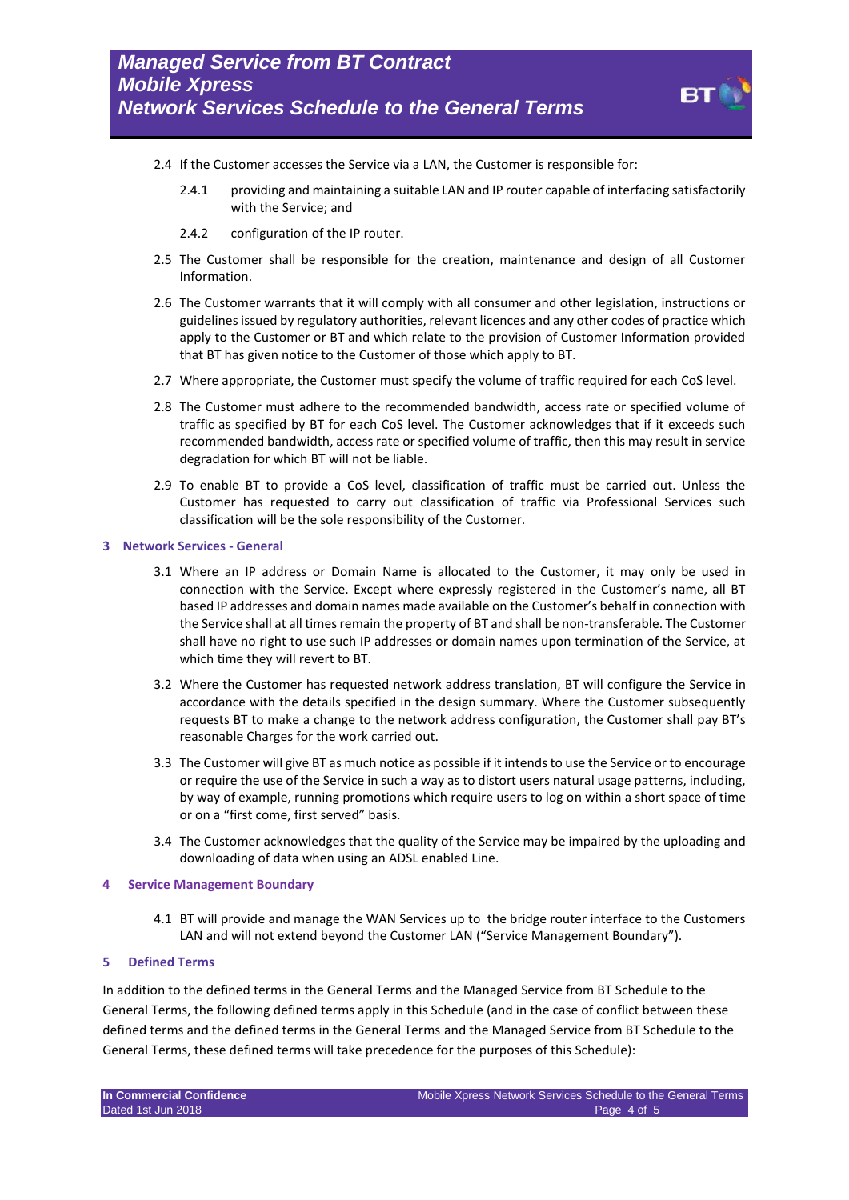2.4 If the Customer accesses the Service via a LAN, the Customer is responsible for:

2.4.1 providing and maintaining a suitable LAN and IP router capable of interfacing satisfactorily with the Service; and

2.4.2 configuration of the IP router.

2.5 The Customer shall be responsible for the creation, maintenance and design of all Customer Information.

2.6 The Customer warrants that it will comply with all consumer and other legislation, instructions or guidelines issued by regulatory authorities, relevant licences and any other codes of practice which apply to the Customer or BT and which relate to the provision of Customer Information provided that BT has given notice to the Customer of those which apply to BT.

2.7 Where appropriate, the Customer must specify the volume of traffic required for each CoS level.

2.8 The Customer must adhere to the recommended bandwidth, access rate or specified volume of traffic as specified by BT for each CoS level. The Customer acknowledges that if it exceeds such recommended bandwidth, access rate or specified volume of traffic, then this may result in service degradation for which BT will not be liable.

2.9 To enable BT to provide a CoS level, classification of traffic must be carried out. Unless the Customer has requested to carry out classification of traffic via Professional Services such classification will be the sole responsibility of the Customer.

## 3 Network Services - General

3.1 Where an IP address or Domain Name is allocated to the Customer, it may only be used in connection with the Service. Except where expressly registered in the Customer's name, all BT based IP addresses and domain names made available on the Customer's behalf in connection with the Service shall at all times remain the property of BT and shall be non-transferable. The Customer shall have no right to use such IP addresses or domain names upon termination of the Service, at which time they will revert to BT.

3.2 Where the Customer has requested network address translation, BT will configure the Service in accordance with the details specified in the design summary. Where the Customer subsequently requests BT to make a change to the network address configuration, the Customer shall pay BT's reasonable Charges for the work carried out.

3.3 The Customer will give BT as much notice as possible if it intends to use the Service or to encourage or require the use of the Service in such a way as to distort users natural usage patterns, including, by way of example, running promotions which require users to log on within a short space of time or on a "first come, first served" basis.

3.4 The Customer acknowledges that the quality of the Service may be impaired by the uploading and downloading of data when using an ADSL enabled Line.

## 4 Service Management Boundary

4.1 BT will provide and manage the WAN Services up to the bridge router interface to the Customers LAN and will not extend beyond the Customer LAN ("Service Management Boundary").

## 5 Defined Terms

In addition to the defined terms in the General Terms and the Managed Service from BT Schedule to the General Terms, the following defined terms apply in this Schedule (and in the case of conflict between these defined terms and the defined terms in the General Terms and the Managed Service from BT Schedule to the General Terms, these defined terms will take precedence for the purposes of this Schedule):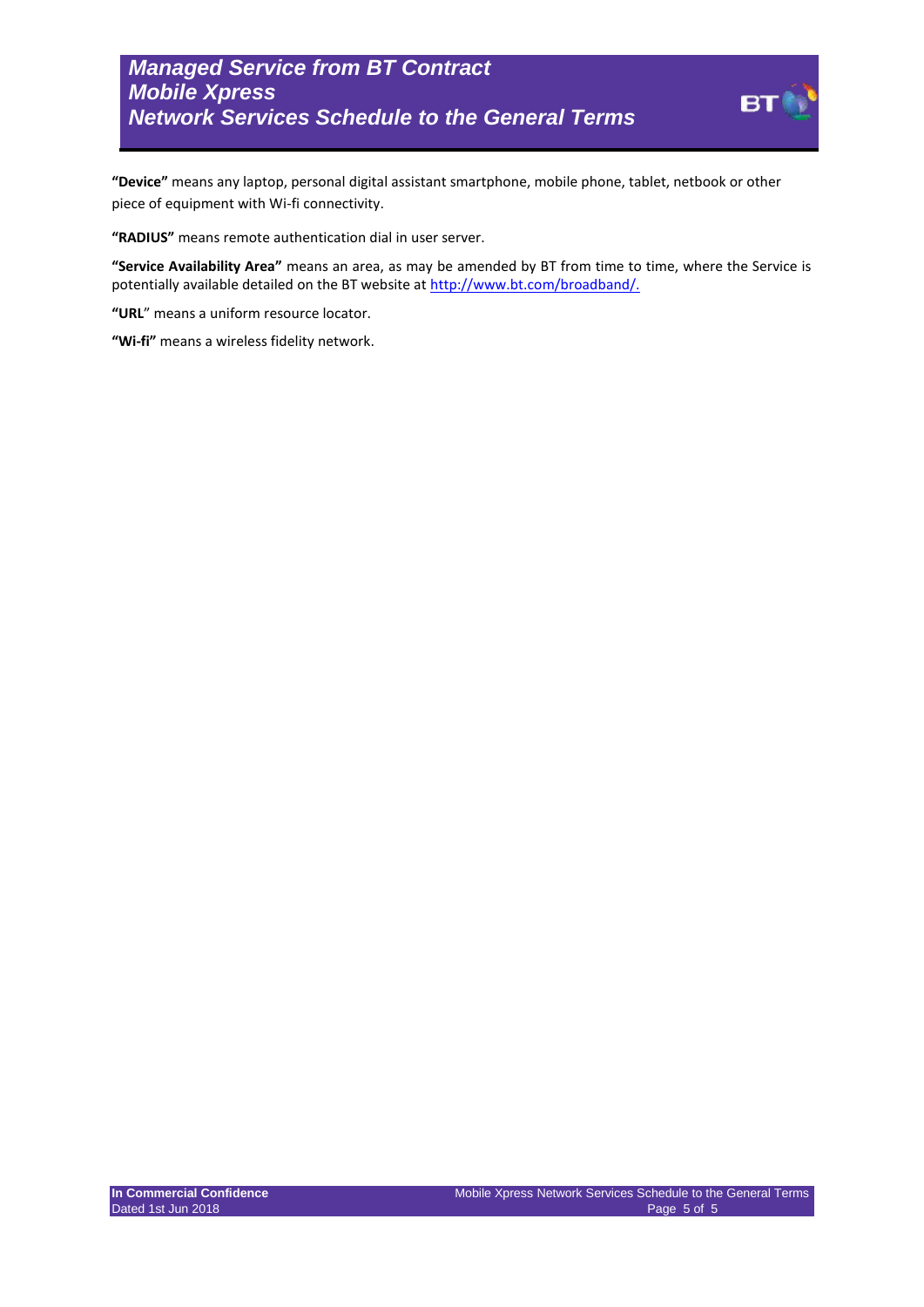**"Device"** means any laptop, personal digital assistant smartphone, mobile phone, tablet, netbook or other piece of equipment with Wi-fi connectivity.

**"RADIUS"** means remote authentication dial in user server.

**"Service Availability Area"** means an area, as may be amended by BT from time to time, where the Service is potentially available detailed on the BT website at http://www.bt.com/broadband/.

**"URL"** means a uniform resource locator.

**"Wi-fi"** means a wireless fidelity network.